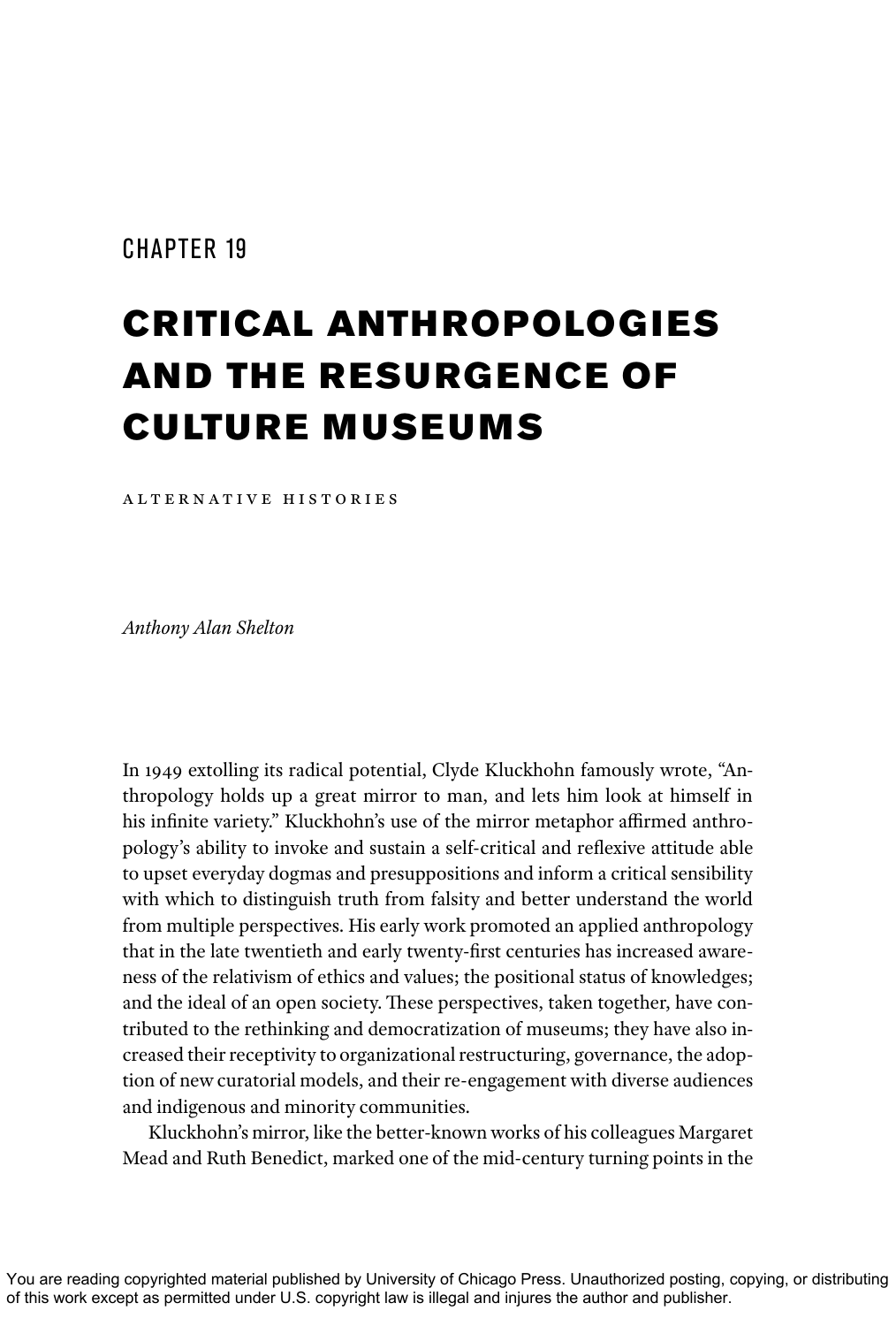# CHAPTER 19

# CRITICAL ANTHROPOLOGIES AND THE RESURGENCE OF CULTURE MUSEUMS

## ALTERNATIVE HISTORIES

*Anthony Alan Shelton*

In 1949 extolling its radical potential, Clyde Kluckhohn famously wrote, "Anthropology holds up a great mirror to man, and lets him look at himself in his infinite variety." Kluckhohn's use of the mirror metaphor affirmed anthropology's ability to invoke and sustain a self-critical and reflexive attitude able to upset everyday dogmas and presuppositions and inform a critical sensibility with which to distinguish truth from falsity and better understand the world from multiple perspectives. His early work promoted an applied anthropology that in the late twentieth and early twenty-first centuries has increased awareness of the relativism of ethics and values; the positional status of knowledges; and the ideal of an open society. These perspectives, taken together, have contributed to the rethinking and democratization of museums; they have also increased their receptivity to organizational restructuring, governance, the adoption of new curatorial models, and their re-engagement with diverse audiences and indigenous and minority communities.

Kluckhohn's mirror, like the better-known works of his colleagues Margaret Mead and Ruth Benedict, marked one of the mid-century turning points in the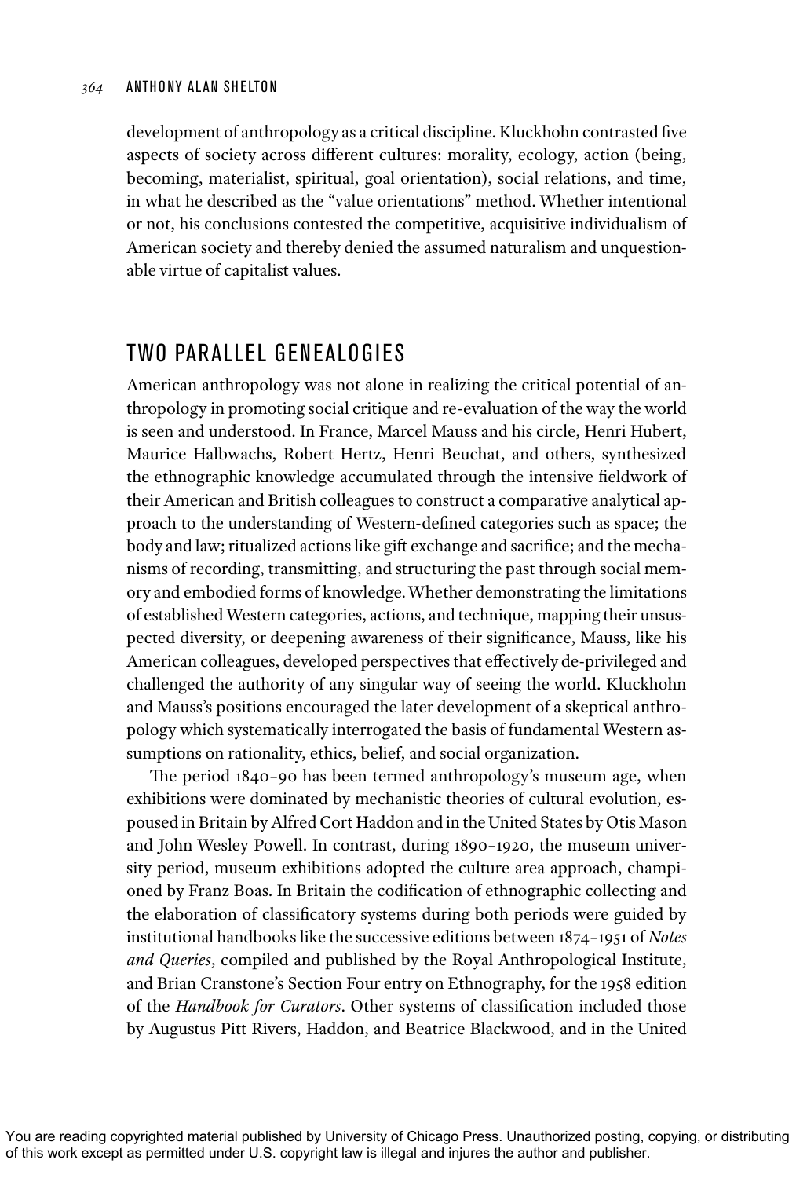development of anthropology as a critical discipline. Kluckhohn contrasted five aspects of society across different cultures: morality, ecology, action (being, becoming, materialist, spiritual, goal orientation), social relations, and time, in what he described as the "value orientations" method. Whether intentional or not, his conclusions contested the competitive, acquisitive individualism of American society and thereby denied the assumed naturalism and unquestionable virtue of capitalist values.

## TWO PARALLEL GENEALOGIES

American anthropology was not alone in realizing the critical potential of anthropology in promoting social critique and re-evaluation of the way the world is seen and understood. In France, Marcel Mauss and his circle, Henri Hubert, Maurice Halbwachs, Robert Hertz, Henri Beuchat, and others, synthesized the ethnographic knowledge accumulated through the intensive fieldwork of their American and British colleagues to construct a comparative analytical approach to the understanding of Western-defined categories such as space; the body and law; ritualized actions like gift exchange and sacrifice; and the mechanisms of recording, transmitting, and structuring the past through social memory and embodied forms of knowledge. Whether demonstrating the limitations of established Western categories, actions, and technique, mapping their unsuspected diversity, or deepening awareness of their significance, Mauss, like his American colleagues, developed perspectives that effectively de-privileged and challenged the authority of any singular way of seeing the world. Kluckhohn and Mauss's positions encouraged the later development of a skeptical anthropology which systematically interrogated the basis of fundamental Western assumptions on rationality, ethics, belief, and social organization.

The period 1840–90 has been termed anthropology's museum age, when exhibitions were dominated by mechanistic theories of cultural evolution, espoused in Britain by Alfred Cort Haddon and in the United States by Otis Mason and John Wesley Powell. In contrast, during 1890–1920, the museum university period, museum exhibitions adopted the culture area approach, championed by Franz Boas. In Britain the codification of ethnographic collecting and the elaboration of classificatory systems during both periods were guided by institutional handbooks like the successive editions between 1874–1951 of *Notes and Queries*, compiled and published by the Royal Anthropological Institute, and Brian Cranstone's Section Four entry on Ethnography, for the 1958 edition of the *Handbook for Curators*. Other systems of classification included those by Augustus Pitt Rivers, Haddon, and Beatrice Blackwood, and in the United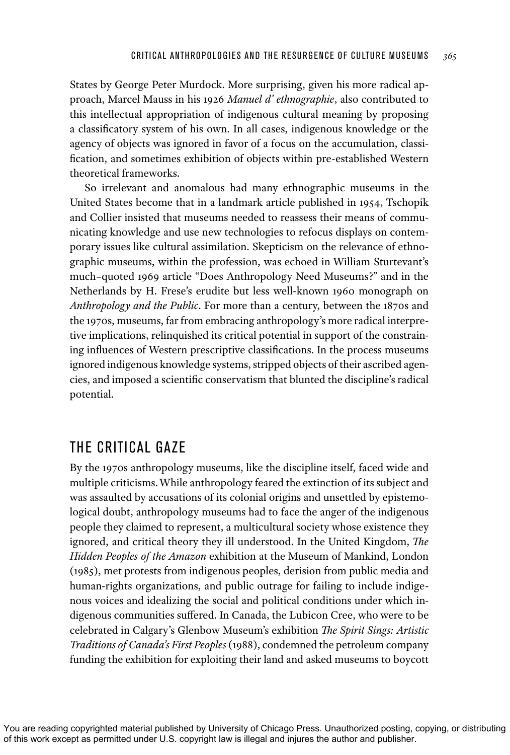States by George Peter Murdock. More surprising, given his more radical approach, Marcel Mauss in his 1926 *Manuel d' ethnographie*, also contributed to this intellectual appropriation of indigenous cultural meaning by proposing a classificatory system of his own. In all cases, indigenous knowledge or the agency of objects was ignored in favor of a focus on the accumulation, classification, and sometimes exhibition of objects within pre-established Western theoretical frameworks.

So irrelevant and anomalous had many ethnographic museums in the United States become that in a landmark article published in 1954, Tschopik and Collier insisted that museums needed to reassess their means of communicating knowledge and use new technologies to refocus displays on contemporary issues like cultural assimilation. Skepticism on the relevance of ethnographic museums, within the profession, was echoed in William Sturtevant's much-quoted 1969 article "Does Anthropology Need Museums?" and in the Netherlands by H. Frese's erudite but less well-known 1960 monograph on *Anthropology and the Public*. For more than a century, between the 1870s and the 1970s, museums, far from embracing anthropology's more radical interpretive implications, relinquished its critical potential in support of the constraining influences of Western prescriptive classifications. In the process museums ignored indigenous knowledge systems, stripped objects of their ascribed agencies, and imposed a scientific conservatism that blunted the discipline's radical potential.

## THE CRITICAL GAZE

By the 1970s anthropology museums, like the discipline itself, faced wide and multiple criticisms. While anthropology feared the extinction of its subject and was assaulted by accusations of its colonial origins and unsettled by epistemological doubt, anthropology museums had to face the anger of the indigenous people they claimed to represent, a multicultural society whose existence they ignored, and critical theory they ill understood. In the United Kingdom, *The Hidden Peoples of the Amazon* exhibition at the Museum of Mankind, London (1985), met protests from indigenous peoples, derision from public media and human-rights organizations, and public outrage for failing to include indigenous voices and idealizing the social and political conditions under which indigenous communities suffered. In Canada, the Lubicon Cree, who were to be celebrated in Calgary's Glenbow Museum's exhibition *The Spirit Sings: Artistic Traditions of Canada's First Peoples* (1988), condemned the petroleum company funding the exhibition for exploiting their land and asked museums to boycott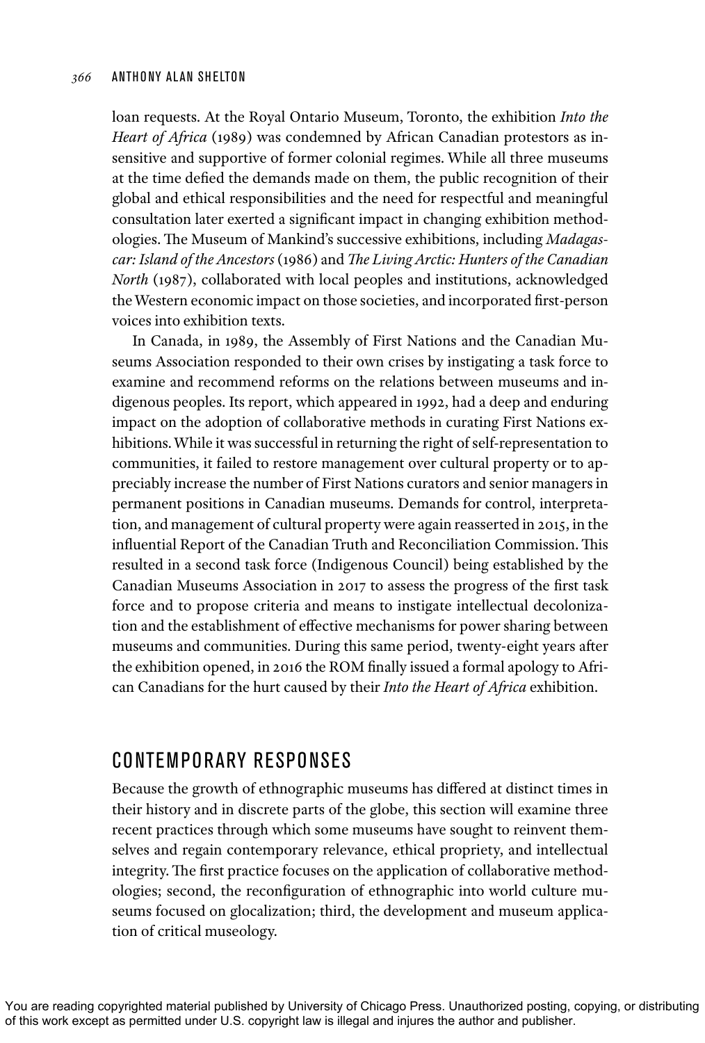loan requests. At the Royal Ontario Museum, Toronto, the exhibition *Into the Heart of Africa* (1989) was condemned by African Canadian protestors as insensitive and supportive of former colonial regimes. While all three museums at the time defied the demands made on them, the public recognition of their global and ethical responsibilities and the need for respectful and meaningful consultation later exerted a significant impact in changing exhibition methodologies. The Museum of Mankind's successive exhibitions, including *Madagascar: Island of the Ancestors* (1986) and *The Living Arctic: Hunters of the Canadian North* (1987), collaborated with local peoples and institutions, acknowledged the Western economic impact on those societies, and incorporated first-person voices into exhibition texts.

In Canada, in 1989, the Assembly of First Nations and the Canadian Museums Association responded to their own crises by instigating a task force to examine and recommend reforms on the relations between museums and indigenous peoples. Its report, which appeared in 1992, had a deep and enduring impact on the adoption of collaborative methods in curating First Nations exhibitions. While it was successful in returning the right of self-representation to communities, it failed to restore management over cultural property or to appreciably increase the number of First Nations curators and senior managers in permanent positions in Canadian museums. Demands for control, interpretation, and management of cultural property were again reasserted in 2015, in the influential Report of the Canadian Truth and Reconciliation Commission. This resulted in a second task force (Indigenous Council) being established by the Canadian Museums Association in 2017 to assess the progress of the first task force and to propose criteria and means to instigate intellectual decolonization and the establishment of effective mechanisms for power sharing between museums and communities. During this same period, twenty-eight years after the exhibition opened, in 2016 the ROM finally issued a formal apology to African Canadians for the hurt caused by their *Into the Heart of Africa* exhibition.

## CONTEMPORARY RESPONSES

Because the growth of ethnographic museums has differed at distinct times in their history and in discrete parts of the globe, this section will examine three recent practices through which some museums have sought to reinvent themselves and regain contemporary relevance, ethical propriety, and intellectual integrity. The first practice focuses on the application of collaborative methodologies; second, the reconfiguration of ethnographic into world culture museums focused on glocalization; third, the development and museum application of critical museology.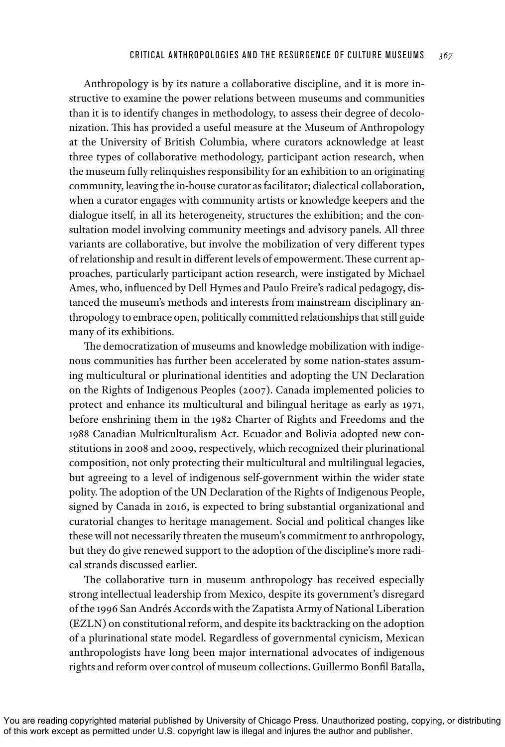Anthropology is by its nature a collaborative discipline, and it is more instructive to examine the power relations between museums and communities than it is to identify changes in methodology, to assess their degree of decolonization. This has provided a useful measure at the Museum of Anthropology at the University of British Columbia, where curators acknowledge at least three types of collaborative methodology, participant action research, when the museum fully relinquishes responsibility for an exhibition to an originating community, leaving the in-house curator as facilitator; dialectical collaboration, when a curator engages with community artists or knowledge keepers and the dialogue itself, in all its heterogeneity, structures the exhibition; and the consultation model involving community meetings and advisory panels. All three variants are collaborative, but involve the mobilization of very different types of relationship and result in different levels of empowerment. These current approaches, particularly participant action research, were instigated by Michael Ames, who, influenced by Dell Hymes and Paulo Freire's radical pedagogy, distanced the museum's methods and interests from mainstream disciplinary anthropology to embrace open, politically committed relationships that still guide many of its exhibitions.

The democratization of museums and knowledge mobilization with indigenous communities has further been accelerated by some nation-states assuming multicultural or plurinational identities and adopting the UN Declaration on the Rights of Indigenous Peoples (2007). Canada implemented policies to protect and enhance its multicultural and bilingual heritage as early as 1971, before enshrining them in the 1982 Charter of Rights and Freedoms and the 1988 Canadian Multiculturalism Act. Ecuador and Bolivia adopted new constitutions in 2008 and 2009, respectively, which recognized their plurinational composition, not only protecting their multicultural and multilingual legacies, but agreeing to a level of indigenous self-government within the wider state polity. The adoption of the UN Declaration of the Rights of Indigenous People, signed by Canada in 2016, is expected to bring substantial organizational and curatorial changes to heritage management. Social and political changes like these will not necessarily threaten the museum's commitment to anthropology, but they do give renewed support to the adoption of the discipline's more radical strands discussed earlier.

The collaborative turn in museum anthropology has received especially strong intellectual leadership from Mexico, despite its government's disregard of the 1996 San Andrés Accords with the Zapatista Army of National Liberation (EZLN) on constitutional reform, and despite its backtracking on the adoption of a plurinational state model. Regardless of governmental cynicism, Mexican anthropologists have long been major international advocates of indigenous rights and reform over control of museum collections. Guillermo Bonfil Batalla,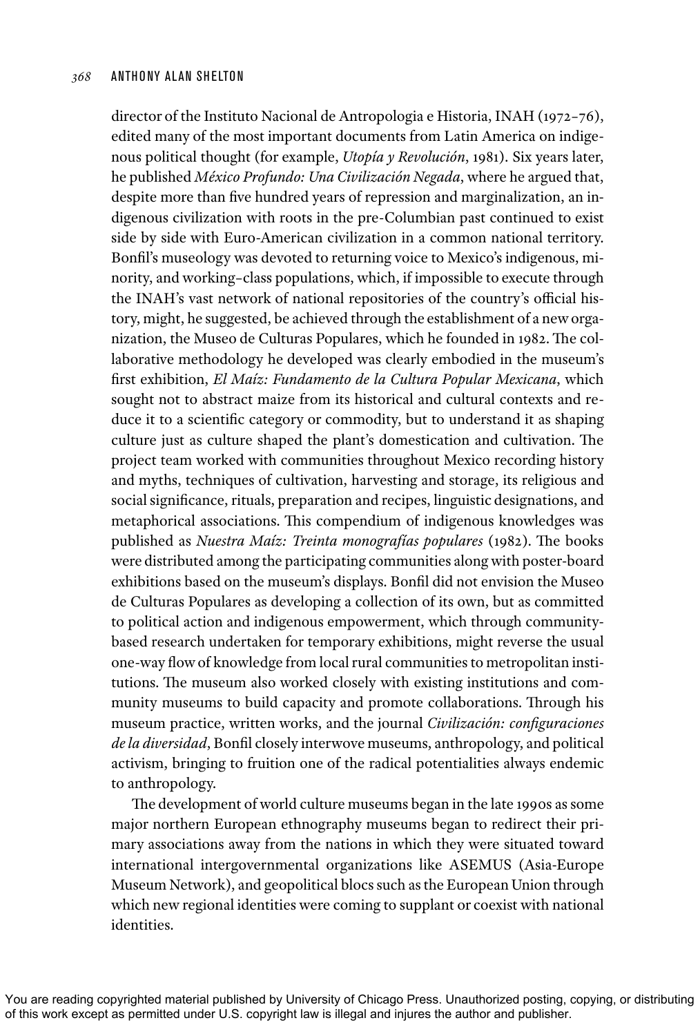director of the Instituto Nacional de Antropologia e Historia, INAH (1972–76), edited many of the most important documents from Latin America on indigenous political thought (for example, *Utopía y Revolución*, 1981). Six years later, he published *México Profundo: Una Civilización Negada*, where he argued that, despite more than five hundred years of repression and marginalization, an indigenous civilization with roots in the pre-Columbian past continued to exist side by side with Euro-American civilization in a common national territory. Bonfil's museology was devoted to returning voice to Mexico's indigenous, minority, and working-class populations, which, if impossible to execute through the INAH's vast network of national repositories of the country's official history, might, he suggested, be achieved through the establishment of a new organization, the Museo de Culturas Populares, which he founded in 1982. The collaborative methodology he developed was clearly embodied in the museum's first exhibition, *El Maíz: Fundamento de la Cultura Popular Mexicana*, which sought not to abstract maize from its historical and cultural contexts and reduce it to a scientific category or commodity, but to understand it as shaping culture just as culture shaped the plant's domestication and cultivation. The project team worked with communities throughout Mexico recording history and myths, techniques of cultivation, harvesting and storage, its religious and social significance, rituals, preparation and recipes, linguistic designations, and metaphorical associations. This compendium of indigenous knowledges was published as *Nuestra Maíz: Treinta monografías populares* (1982). The books were distributed among the participating communities along with poster-board exhibitions based on the museum's displays. Bonfil did not envision the Museo de Culturas Populares as developing a collection of its own, but as committed to political action and indigenous empowerment, which through community-based research undertaken for temporary exhibitions, might reverse the usual one-way flow of knowledge from local rural communities to metropolitan institutions. The museum also worked closely with existing institutions and community museums to build capacity and promote collaborations. Through his museum practice, written works, and the journal *Civilización: configuraciones de la diversidad*, Bonfil closely interwove museums, anthropology, and political activism, bringing to fruition one of the radical potentialities always endemic to anthropology.

The development of world culture museums began in the late 1990s as some major northern European ethnography museums began to redirect their primary associations away from the nations in which they were situated toward international intergovernmental organizations like ASEMUS (Asia-Europe Museum Network), and geopolitical blocs such as the European Union through which new regional identities were coming to supplant or coexist with national identities.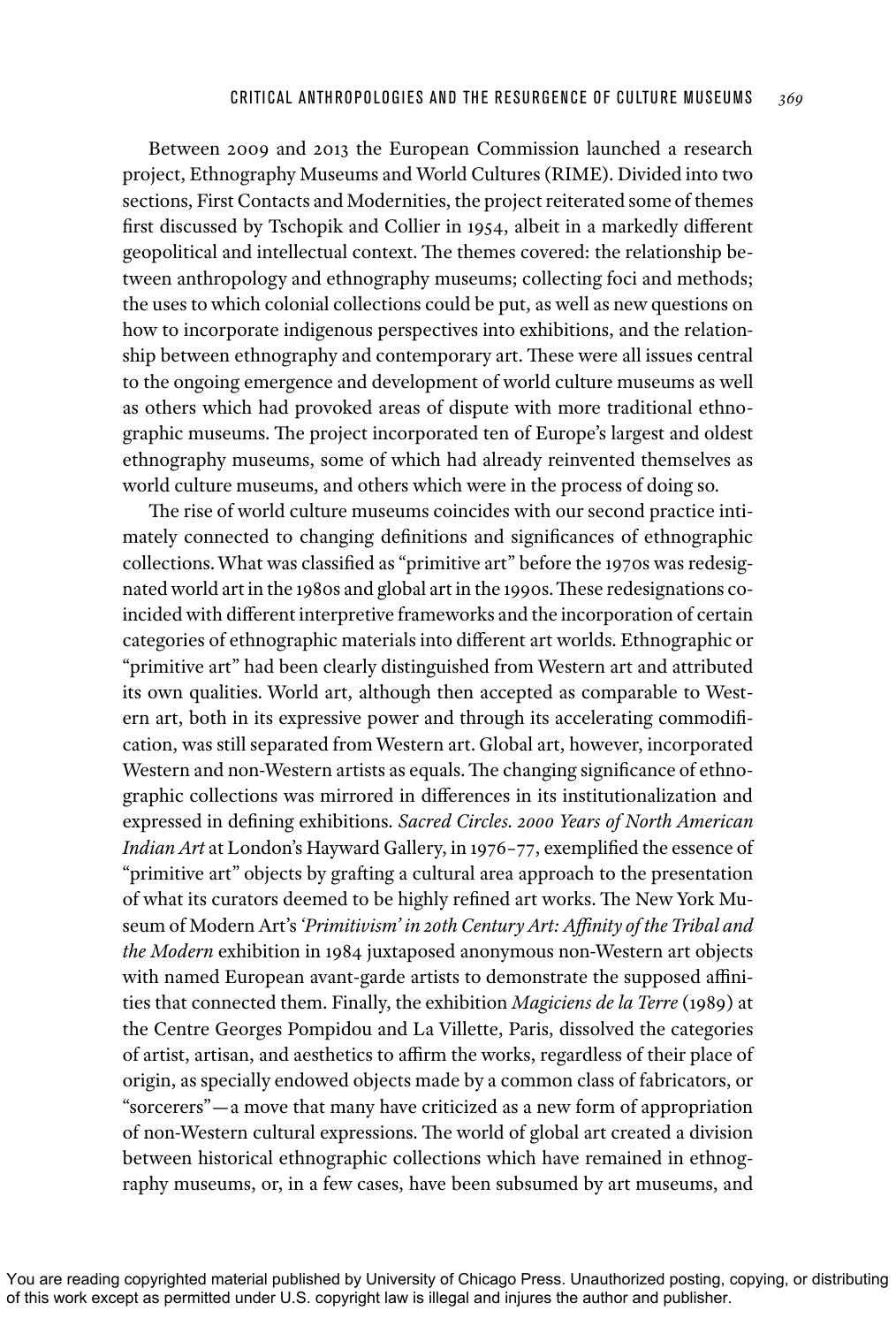Between 2009 and 2013 the European Commission launched a research project, Ethnography Museums and World Cultures (RIME). Divided into two sections, First Contacts and Modernities, the project reiterated some of themes first discussed by Tschopik and Collier in 1954, albeit in a markedly different geopolitical and intellectual context. The themes covered: the relationship between anthropology and ethnography museums; collecting foci and methods; the uses to which colonial collections could be put, as well as new questions on how to incorporate indigenous perspectives into exhibitions, and the relationship between ethnography and contemporary art. These were all issues central to the ongoing emergence and development of world culture museums as well as others which had provoked areas of dispute with more traditional ethnographic museums. The project incorporated ten of Europe's largest and oldest ethnography museums, some of which had already reinvented themselves as world culture museums, and others which were in the process of doing so.

The rise of world culture museums coincides with our second practice intimately connected to changing definitions and significances of ethnographic collections. What was classified as "primitive art" before the 1970s was redesignated world art in the 1980s and global art in the 1990s. These redesignations coincided with different interpretive frameworks and the incorporation of certain categories of ethnographic materials into different art worlds. Ethnographic or "primitive art" had been clearly distinguished from Western art and attributed its own qualities. World art, although then accepted as comparable to Western art, both in its expressive power and through its accelerating commodification, was still separated from Western art. Global art, however, incorporated Western and non-Western artists as equals. The changing significance of ethnographic collections was mirrored in differences in its institutionalization and expressed in defining exhibitions. *Sacred Circles. 2000 Years of North American Indian Art* at London's Hayward Gallery, in 1976–77, exemplified the essence of "primitive art" objects by grafting a cultural area approach to the presentation of what its curators deemed to be highly refined art works. The New York Museum of Modern Art's *'Primitivism' in 20th Century Art: Affinity of the Tribal and the Modern* exhibition in 1984 juxtaposed anonymous non-Western art objects with named European avant-garde artists to demonstrate the supposed affinities that connected them. Finally, the exhibition *Magiciens de la Terre* (1989) at the Centre Georges Pompidou and La Villette, Paris, dissolved the categories of artist, artisan, and aesthetics to affirm the works, regardless of their place of origin, as specially endowed objects made by a common class of fabricators, or "sorcerers"—a move that many have criticized as a new form of appropriation of non-Western cultural expressions. The world of global art created a division between historical ethnographic collections which have remained in ethnography museums, or, in a few cases, have been subsumed by art museums, and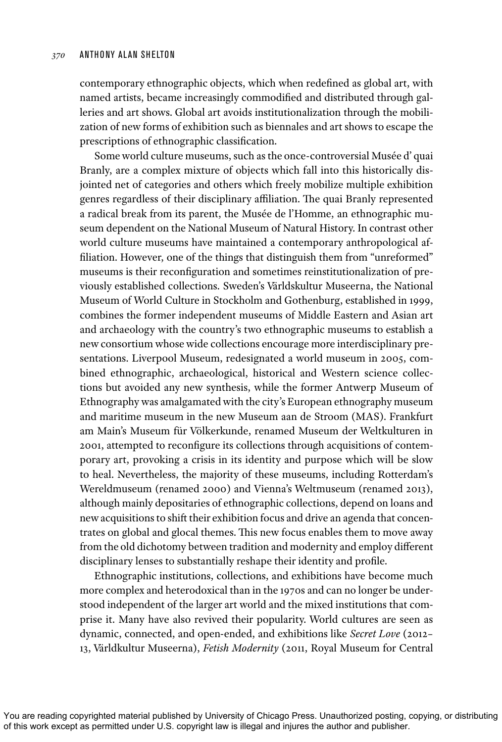contemporary ethnographic objects, which when redefined as global art, with named artists, became increasingly commodified and distributed through galleries and art shows. Global art avoids institutionalization through the mobilization of new forms of exhibition such as biennales and art shows to escape the prescriptions of ethnographic classification.

Some world culture museums, such as the once-controversial Musée d' quai Branly, are a complex mixture of objects which fall into this historically disjointed net of categories and others which freely mobilize multiple exhibition genres regardless of their disciplinary affiliation. The quai Branly represented a radical break from its parent, the Musée de l'Homme, an ethnographic museum dependent on the National Museum of Natural History. In contrast other world culture museums have maintained a contemporary anthropological affiliation. However, one of the things that distinguish them from "unreformed" museums is their reconfiguration and sometimes reinstitutionalization of previously established collections. Sweden's Världskultur Museerna, the National Museum of World Culture in Stockholm and Gothenburg, established in 1999, combines the former independent museums of Middle Eastern and Asian art and archaeology with the country's two ethnographic museums to establish a new consortium whose wide collections encourage more interdisciplinary presentations. Liverpool Museum, redesignated a world museum in 2005, combined ethnographic, archaeological, historical and Western science collections but avoided any new synthesis, while the former Antwerp Museum of Ethnography was amalgamated with the city's European ethnography museum and maritime museum in the new Museum aan de Stroom (MAS). Frankfurt am Main's Museum für Völkerkunde, renamed Museum der Weltkulturen in 2001, attempted to reconfigure its collections through acquisitions of contemporary art, provoking a crisis in its identity and purpose which will be slow to heal. Nevertheless, the majority of these museums, including Rotterdam's Wereldmuseum (renamed 2000) and Vienna's Weltmuseum (renamed 2013), although mainly depositaries of ethnographic collections, depend on loans and new acquisitions to shift their exhibition focus and drive an agenda that concentrates on global and glocal themes. This new focus enables them to move away from the old dichotomy between tradition and modernity and employ different disciplinary lenses to substantially reshape their identity and profile.

Ethnographic institutions, collections, and exhibitions have become much more complex and heterodoxical than in the 1970s and can no longer be understood independent of the larger art world and the mixed institutions that comprise it. Many have also revived their popularity. World cultures are seen as dynamic, connected, and open-ended, and exhibitions like *Secret Love* (2012–13, Världkultur Museerna), *Fetish Modernity* (2011, Royal Museum for Central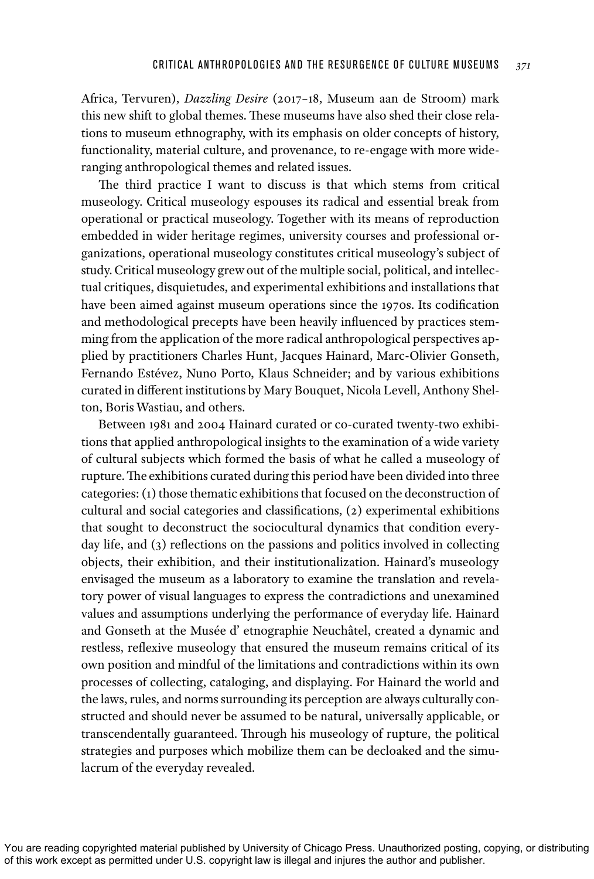Africa, Tervuren), *Dazzling Desire* (2017–18, Museum aan de Stroom) mark this new shift to global themes. These museums have also shed their close relations to museum ethnography, with its emphasis on older concepts of history, functionality, material culture, and provenance, to re-engage with more wide-ranging anthropological themes and related issues.

The third practice I want to discuss is that which stems from critical museology. Critical museology espouses its radical and essential break from operational or practical museology. Together with its means of reproduction embedded in wider heritage regimes, university courses and professional organizations, operational museology constitutes critical museology's subject of study. Critical museology grew out of the multiple social, political, and intellectual critiques, disquietudes, and experimental exhibitions and installations that have been aimed against museum operations since the 1970s. Its codification and methodological precepts have been heavily influenced by practices stemming from the application of the more radical anthropological perspectives applied by practitioners Charles Hunt, Jacques Hainard, Marc-Olivier Gonseth, Fernando Estévez, Nuno Porto, Klaus Schneider; and by various exhibitions curated in different institutions by Mary Bouquet, Nicola Levell, Anthony Shelton, Boris Wastiau, and others.

Between 1981 and 2004 Hainard curated or co-curated twenty-two exhibitions that applied anthropological insights to the examination of a wide variety of cultural subjects which formed the basis of what he called a museology of rupture. The exhibitions curated during this period have been divided into three categories: (1) those thematic exhibitions that focused on the deconstruction of cultural and social categories and classifications, (2) experimental exhibitions that sought to deconstruct the sociocultural dynamics that condition everyday life, and (3) reflections on the passions and politics involved in collecting objects, their exhibition, and their institutionalization. Hainard's museology envisaged the museum as a laboratory to examine the translation and revelatory power of visual languages to express the contradictions and unexamined values and assumptions underlying the performance of everyday life. Hainard and Gonseth at the Musée d' etnographie Neuchâtel, created a dynamic and restless, reflexive museology that ensured the museum remains critical of its own position and mindful of the limitations and contradictions within its own processes of collecting, cataloging, and displaying. For Hainard the world and the laws, rules, and norms surrounding its perception are always culturally constructed and should never be assumed to be natural, universally applicable, or transcendentally guaranteed. Through his museology of rupture, the political strategies and purposes which mobilize them can be decloaked and the simulacrum of the everyday revealed.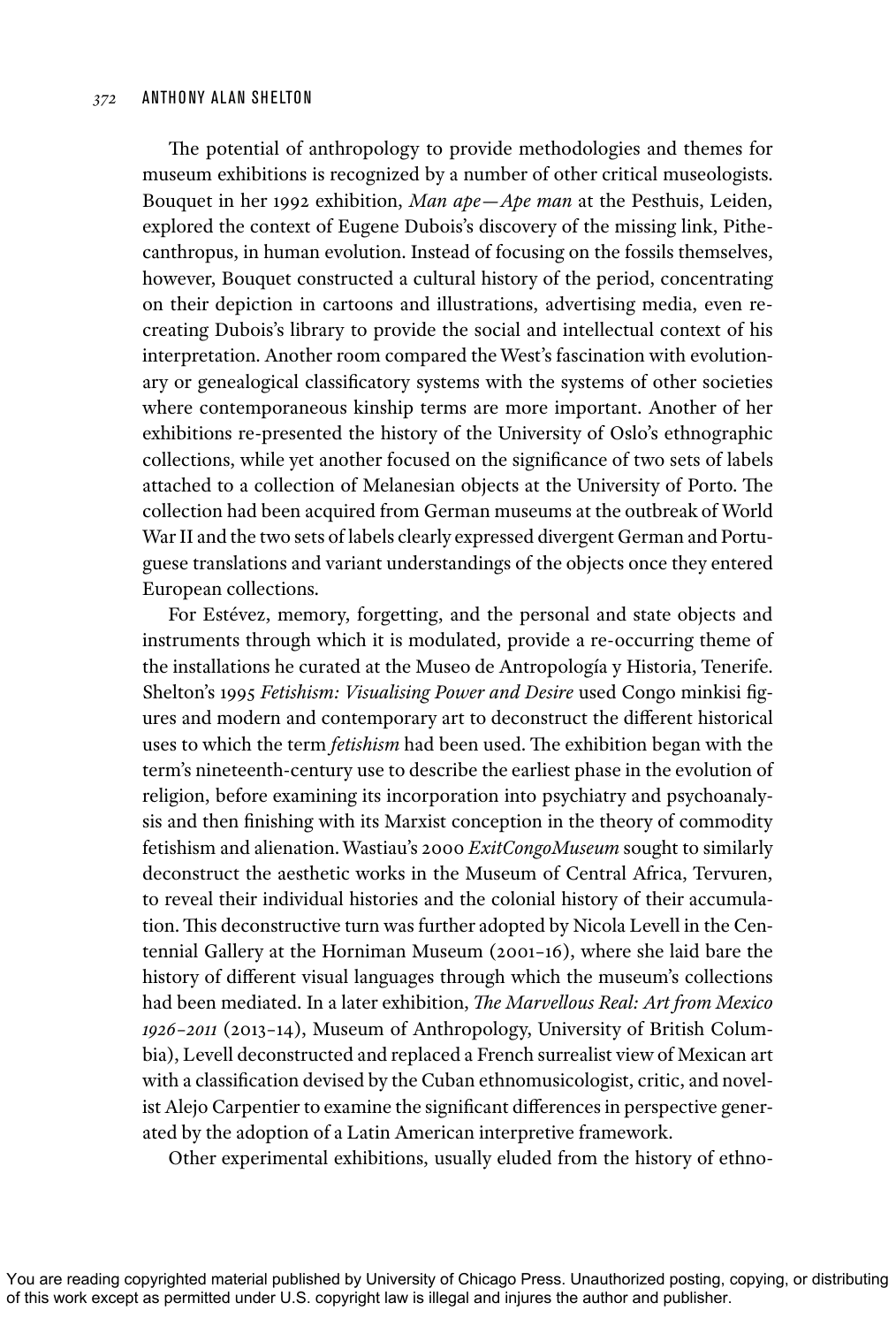The potential of anthropology to provide methodologies and themes for museum exhibitions is recognized by a number of other critical museologists. Bouquet in her 1992 exhibition, *Man ape—Ape man* at the Pesthuis, Leiden, explored the context of Eugene Dubois's discovery of the missing link, Pithecanthropus, in human evolution. Instead of focusing on the fossils themselves, however, Bouquet constructed a cultural history of the period, concentrating on their depiction in cartoons and illustrations, advertising media, even recreating Dubois's library to provide the social and intellectual context of his interpretation. Another room compared the West's fascination with evolutionary or genealogical classificatory systems with the systems of other societies where contemporaneous kinship terms are more important. Another of her exhibitions re-presented the history of the University of Oslo's ethnographic collections, while yet another focused on the significance of two sets of labels attached to a collection of Melanesian objects at the University of Porto. The collection had been acquired from German museums at the outbreak of World War II and the two sets of labels clearly expressed divergent German and Portuguese translations and variant understandings of the objects once they entered European collections.

For Estévez, memory, forgetting, and the personal and state objects and instruments through which it is modulated, provide a re-occurring theme of the installations he curated at the Museo de Antropología y Historia, Tenerife. Shelton's 1995 *Fetishism: Visualising Power and Desire* used Congo minkisi figures and modern and contemporary art to deconstruct the different historical uses to which the term *fetishism* had been used. The exhibition began with the term's nineteenth-century use to describe the earliest phase in the evolution of religion, before examining its incorporation into psychiatry and psychoanalysis and then finishing with its Marxist conception in the theory of commodity fetishism and alienation. Wastiau's 2000 *ExitCongoMuseum* sought to similarly deconstruct the aesthetic works in the Museum of Central Africa, Tervuren, to reveal their individual histories and the colonial history of their accumulation. This deconstructive turn was further adopted by Nicola Levell in the Centennial Gallery at the Horniman Museum (2001–16), where she laid bare the history of different visual languages through which the museum's collections had been mediated. In a later exhibition, *The Marvellous Real: Art from Mexico 1926–2011* (2013–14), Museum of Anthropology, University of British Columbia), Levell deconstructed and replaced a French surrealist view of Mexican art with a classification devised by the Cuban ethnomusicologist, critic, and novelist Alejo Carpentier to examine the significant differences in perspective generated by the adoption of a Latin American interpretive framework.

Other experimental exhibitions, usually eluded from the history of ethno-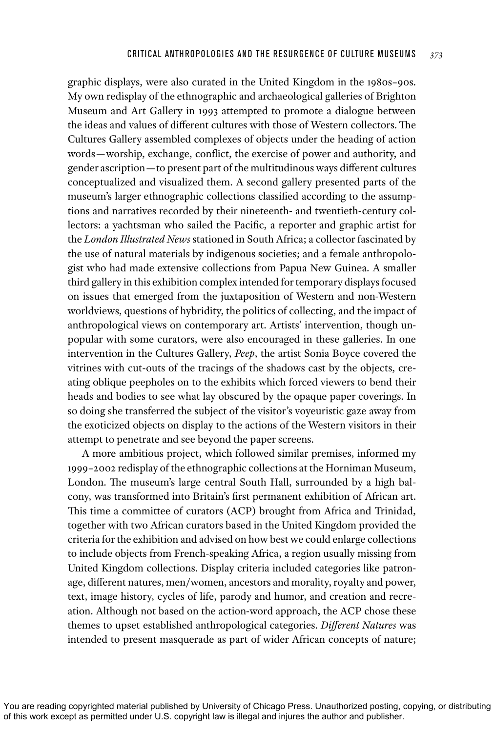graphic displays, were also curated in the United Kingdom in the 1980s–90s. My own redisplay of the ethnographic and archaeological galleries of Brighton Museum and Art Gallery in 1993 attempted to promote a dialogue between the ideas and values of different cultures with those of Western collectors. The Cultures Gallery assembled complexes of objects under the heading of action words—worship, exchange, conflict, the exercise of power and authority, and gender ascription—to present part of the multitudinous ways different cultures conceptualized and visualized them. A second gallery presented parts of the museum's larger ethnographic collections classified according to the assumptions and narratives recorded by their nineteenth- and twentieth-century collectors: a yachtsman who sailed the Pacific, a reporter and graphic artist for the *London Illustrated News* stationed in South Africa; a collector fascinated by the use of natural materials by indigenous societies; and a female anthropologist who had made extensive collections from Papua New Guinea. A smaller third gallery in this exhibition complex intended for temporary displays focused on issues that emerged from the juxtaposition of Western and non-Western worldviews, questions of hybridity, the politics of collecting, and the impact of anthropological views on contemporary art. Artists' intervention, though unpopular with some curators, were also encouraged in these galleries. In one intervention in the Cultures Gallery, *Peep*, the artist Sonia Boyce covered the vitrines with cut-outs of the tracings of the shadows cast by the objects, creating oblique peepholes on to the exhibits which forced viewers to bend their heads and bodies to see what lay obscured by the opaque paper coverings. In so doing she transferred the subject of the visitor's voyeuristic gaze away from the exoticized objects on display to the actions of the Western visitors in their attempt to penetrate and see beyond the paper screens.

A more ambitious project, which followed similar premises, informed my 1999–2002 redisplay of the ethnographic collections at the Horniman Museum, London. The museum's large central South Hall, surrounded by a high balcony, was transformed into Britain's first permanent exhibition of African art. This time a committee of curators (ACP) brought from Africa and Trinidad, together with two African curators based in the United Kingdom provided the criteria for the exhibition and advised on how best we could enlarge collections to include objects from French-speaking Africa, a region usually missing from United Kingdom collections. Display criteria included categories like patronage, different natures, men/women, ancestors and morality, royalty and power, text, image history, cycles of life, parody and humor, and creation and recreation. Although not based on the action-word approach, the ACP chose these themes to upset established anthropological categories. *Different Natures* was intended to present masquerade as part of wider African concepts of nature;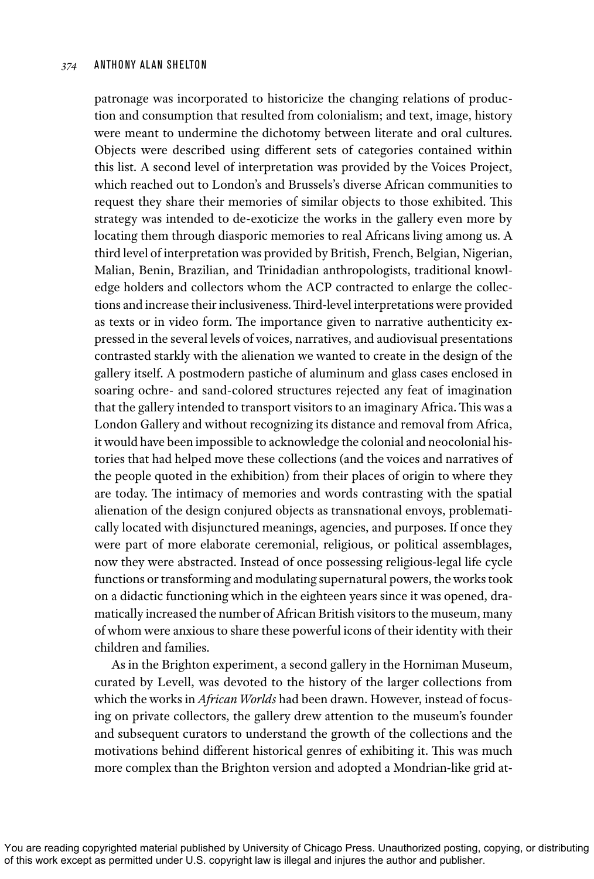patronage was incorporated to historicize the changing relations of production and consumption that resulted from colonialism; and text, image, history were meant to undermine the dichotomy between literate and oral cultures. Objects were described using different sets of categories contained within this list. A second level of interpretation was provided by the Voices Project, which reached out to London's and Brussels's diverse African communities to request they share their memories of similar objects to those exhibited. This strategy was intended to de-exoticize the works in the gallery even more by locating them through diasporic memories to real Africans living among us. A third level of interpretation was provided by British, French, Belgian, Nigerian, Malian, Benin, Brazilian, and Trinidadian anthropologists, traditional knowledge holders and collectors whom the ACP contracted to enlarge the collections and increase their inclusiveness. Third-level interpretations were provided as texts or in video form. The importance given to narrative authenticity expressed in the several levels of voices, narratives, and audiovisual presentations contrasted starkly with the alienation we wanted to create in the design of the gallery itself. A postmodern pastiche of aluminum and glass cases enclosed in soaring ochre- and sand-colored structures rejected any feat of imagination that the gallery intended to transport visitors to an imaginary Africa. This was a London Gallery and without recognizing its distance and removal from Africa, it would have been impossible to acknowledge the colonial and neocolonial histories that had helped move these collections (and the voices and narratives of the people quoted in the exhibition) from their places of origin to where they are today. The intimacy of memories and words contrasting with the spatial alienation of the design conjured objects as transnational envoys, problematically located with disjunctured meanings, agencies, and purposes. If once they were part of more elaborate ceremonial, religious, or political assemblages, now they were abstracted. Instead of once possessing religious-legal life cycle functions or transforming and modulating supernatural powers, the works took on a didactic functioning which in the eighteen years since it was opened, dramatically increased the number of African British visitors to the museum, many of whom were anxious to share these powerful icons of their identity with their children and families.

As in the Brighton experiment, a second gallery in the Horniman Museum, curated by Levell, was devoted to the history of the larger collections from which the works in *African Worlds* had been drawn. However, instead of focusing on private collectors, the gallery drew attention to the museum's founder and subsequent curators to understand the growth of the collections and the motivations behind different historical genres of exhibiting it. This was much more complex than the Brighton version and adopted a Mondrian-like grid at-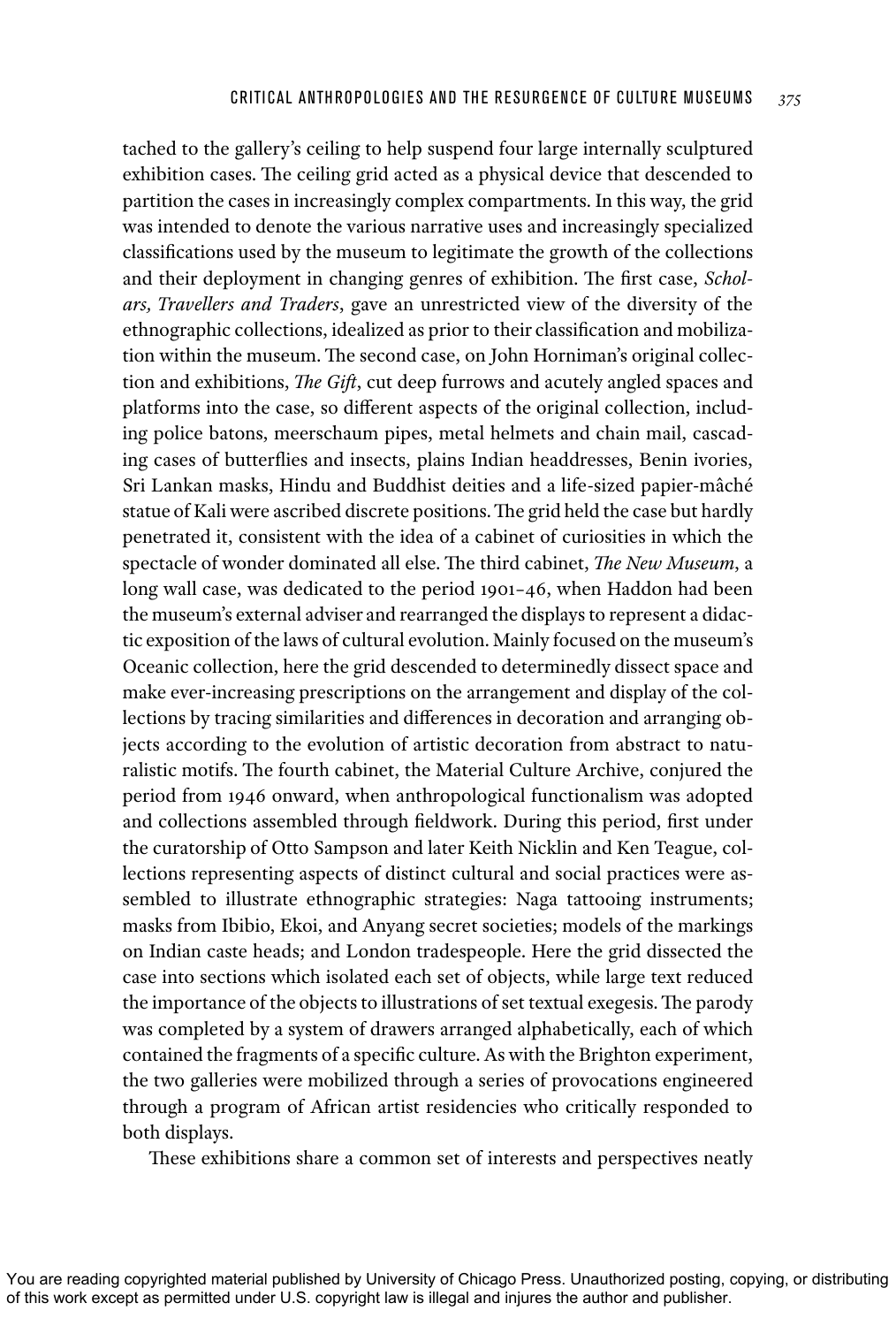tached to the gallery's ceiling to help suspend four large internally sculptured exhibition cases. The ceiling grid acted as a physical device that descended to partition the cases in increasingly complex compartments. In this way, the grid was intended to denote the various narrative uses and increasingly specialized classifications used by the museum to legitimate the growth of the collections and their deployment in changing genres of exhibition. The first case, *Scholars, Travellers and Traders*, gave an unrestricted view of the diversity of the ethnographic collections, idealized as prior to their classification and mobilization within the museum. The second case, on John Horniman's original collection and exhibitions, *The Gift*, cut deep furrows and acutely angled spaces and platforms into the case, so different aspects of the original collection, including police batons, meerschaum pipes, metal helmets and chain mail, cascading cases of butterflies and insects, plains Indian headdresses, Benin ivories, Sri Lankan masks, Hindu and Buddhist deities and a life-sized papier-mâché statue of Kali were ascribed discrete positions. The grid held the case but hardly penetrated it, consistent with the idea of a cabinet of curiosities in which the spectacle of wonder dominated all else. The third cabinet, *The New Museum*, a long wall case, was dedicated to the period 1901–46, when Haddon had been the museum's external adviser and rearranged the displays to represent a didactic exposition of the laws of cultural evolution. Mainly focused on the museum's Oceanic collection, here the grid descended to determinedly dissect space and make ever-increasing prescriptions on the arrangement and display of the collections by tracing similarities and differences in decoration and arranging objects according to the evolution of artistic decoration from abstract to naturalistic motifs. The fourth cabinet, the Material Culture Archive, conjured the period from 1946 onward, when anthropological functionalism was adopted and collections assembled through fieldwork. During this period, first under the curatorship of Otto Sampson and later Keith Nicklin and Ken Teague, collections representing aspects of distinct cultural and social practices were assembled to illustrate ethnographic strategies: Naga tattooing instruments; masks from Ibibio, Ekoi, and Anyang secret societies; models of the markings on Indian caste heads; and London tradespeople. Here the grid dissected the case into sections which isolated each set of objects, while large text reduced the importance of the objects to illustrations of set textual exegesis. The parody was completed by a system of drawers arranged alphabetically, each of which contained the fragments of a specific culture. As with the Brighton experiment, the two galleries were mobilized through a series of provocations engineered through a program of African artist residencies who critically responded to both displays.

These exhibitions share a common set of interests and perspectives neatly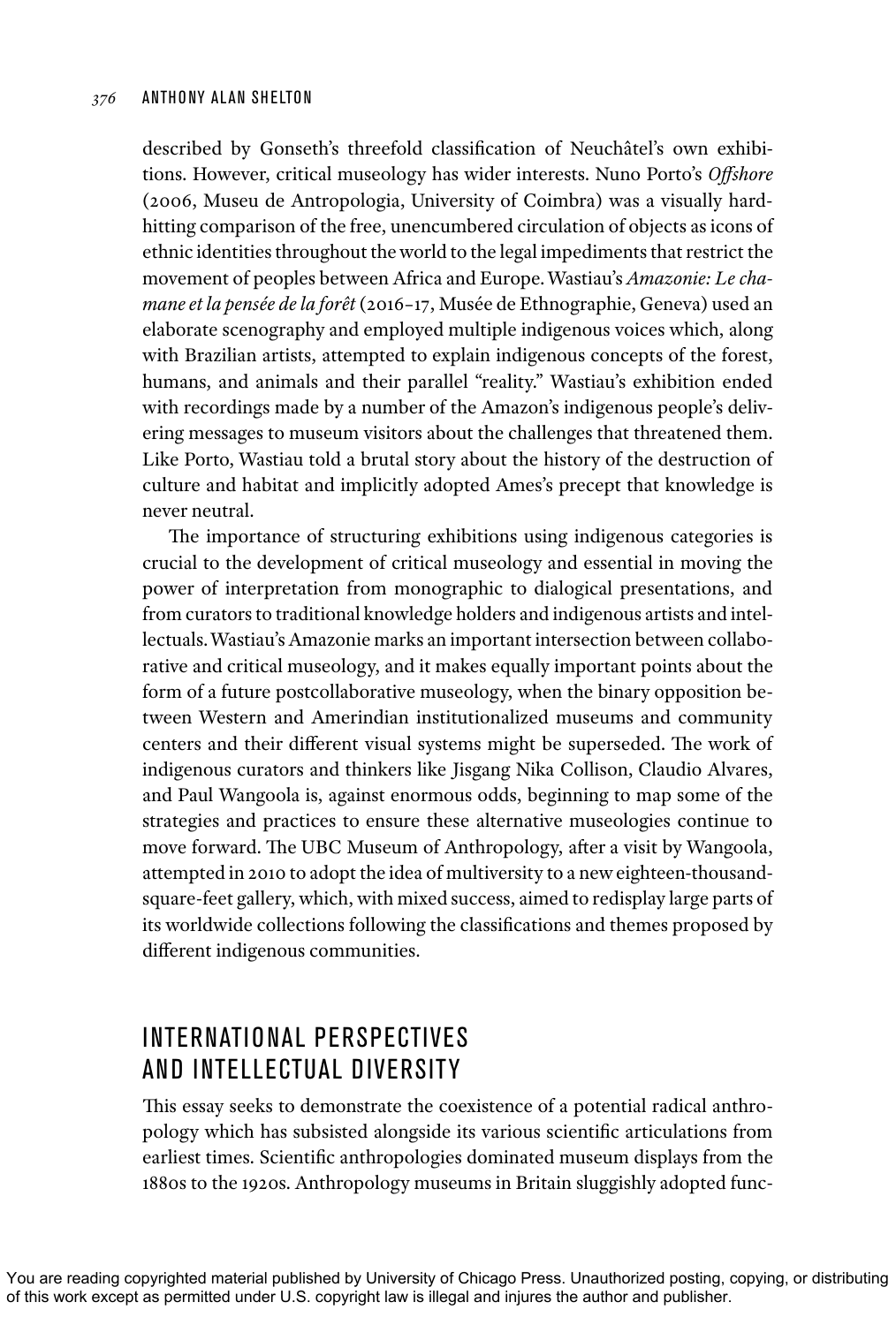described by Gonseth's threefold classification of Neuchâtel's own exhibitions. However, critical museology has wider interests. Nuno Porto's *Offshore* (2006, Museu de Antropologia, University of Coimbra) was a visually hard-hitting comparison of the free, unencumbered circulation of objects as icons of ethnic identities throughout the world to the legal impediments that restrict the movement of peoples between Africa and Europe. Wastiau's *Amazonie: Le chamane et la pensée de la forêt* (2016–17, Musée de Ethnographie, Geneva) used an elaborate scenography and employed multiple indigenous voices which, along with Brazilian artists, attempted to explain indigenous concepts of the forest, humans, and animals and their parallel "reality." Wastiau's exhibition ended with recordings made by a number of the Amazon's indigenous people's delivering messages to museum visitors about the challenges that threatened them. Like Porto, Wastiau told a brutal story about the history of the destruction of culture and habitat and implicitly adopted Ames's precept that knowledge is never neutral.

The importance of structuring exhibitions using indigenous categories is crucial to the development of critical museology and essential in moving the power of interpretation from monographic to dialogical presentations, and from curators to traditional knowledge holders and indigenous artists and intellectuals. Wastiau's Amazonie marks an important intersection between collaborative and critical museology, and it makes equally important points about the form of a future postcollaborative museology, when the binary opposition between Western and Amerindian institutionalized museums and community centers and their different visual systems might be superseded. The work of indigenous curators and thinkers like Jisgang Nika Collison, Claudio Alvares, and Paul Wangoola is, against enormous odds, beginning to map some of the strategies and practices to ensure these alternative museologies continue to move forward. The UBC Museum of Anthropology, after a visit by Wangoola, attempted in 2010 to adopt the idea of multiversity to a new eighteen-thousand-square-feet gallery, which, with mixed success, aimed to redisplay large parts of its worldwide collections following the classifications and themes proposed by different indigenous communities.

## INTERNATIONAL PERSPECTIVES AND INTELLECTUAL DIVERSITY

This essay seeks to demonstrate the coexistence of a potential radical anthropology which has subsisted alongside its various scientific articulations from earliest times. Scientific anthropologies dominated museum displays from the 1880s to the 1920s. Anthropology museums in Britain sluggishly adopted func-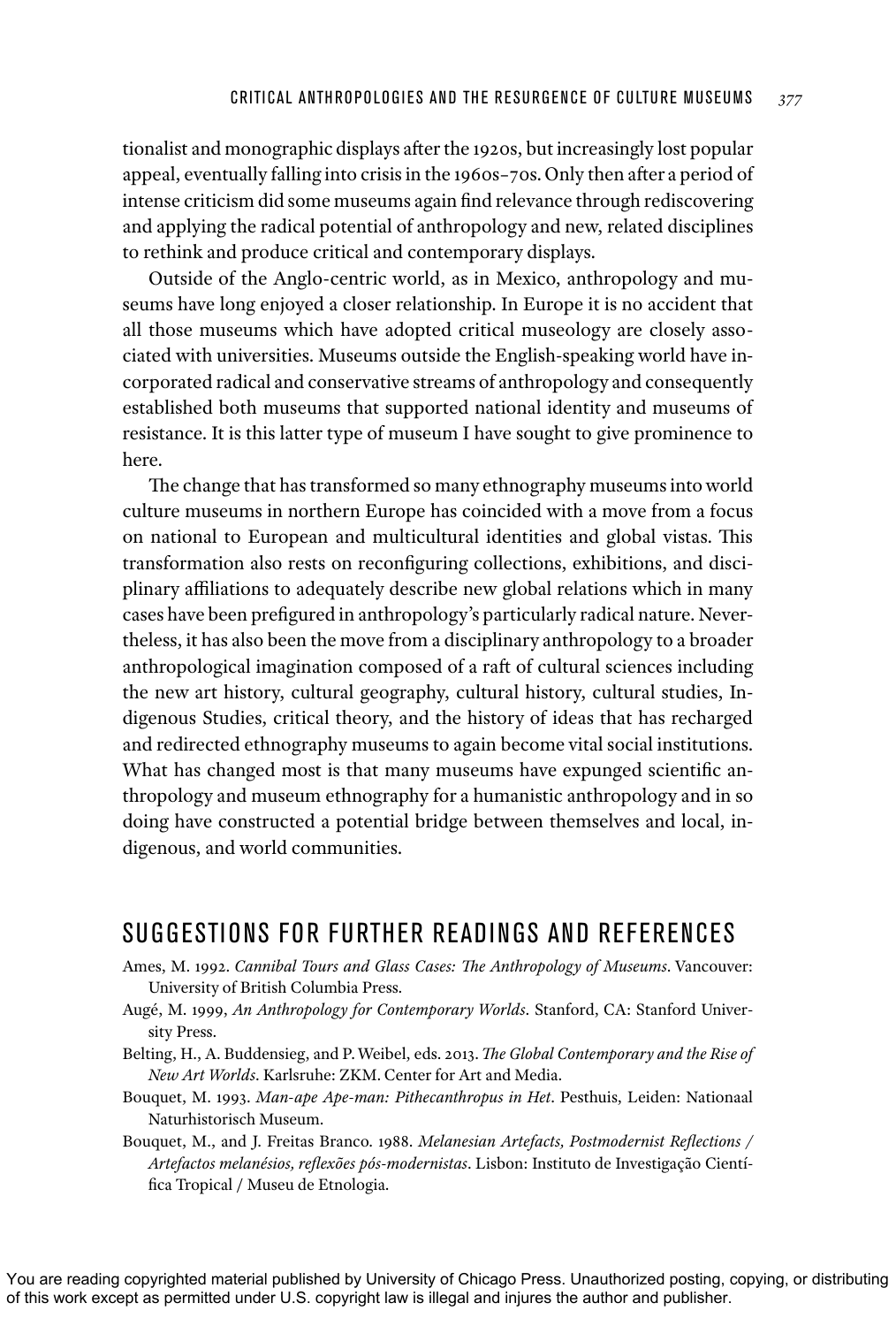tionalist and monographic displays after the 1920s, but increasingly lost popular appeal, eventually falling into crisis in the 1960s–70s. Only then after a period of intense criticism did some museums again find relevance through rediscovering and applying the radical potential of anthropology and new, related disciplines to rethink and produce critical and contemporary displays.

Outside of the Anglo-centric world, as in Mexico, anthropology and museums have long enjoyed a closer relationship. In Europe it is no accident that all those museums which have adopted critical museology are closely associated with universities. Museums outside the English-speaking world have incorporated radical and conservative streams of anthropology and consequently established both museums that supported national identity and museums of resistance. It is this latter type of museum I have sought to give prominence to here.

The change that has transformed so many ethnography museums into world culture museums in northern Europe has coincided with a move from a focus on national to European and multicultural identities and global vistas. This transformation also rests on reconfiguring collections, exhibitions, and disciplinary affiliations to adequately describe new global relations which in many cases have been prefigured in anthropology's particularly radical nature. Nevertheless, it has also been the move from a disciplinary anthropology to a broader anthropological imagination composed of a raft of cultural sciences including the new art history, cultural geography, cultural history, cultural studies, Indigenous Studies, critical theory, and the history of ideas that has recharged and redirected ethnography museums to again become vital social institutions. What has changed most is that many museums have expunged scientific anthropology and museum ethnography for a humanistic anthropology and in so doing have constructed a potential bridge between themselves and local, indigenous, and world communities.

## SUGGESTIONS FOR FURTHER READINGS AND REFERENCES

Ames, M. 1992. *Cannibal Tours and Glass Cases: The Anthropology of Museums*. Vancouver: University of British Columbia Press.

Augé, M. 1999, *An Anthropology for Contemporary Worlds*. Stanford, CA: Stanford University Press.

Belting, H., A. Buddensieg, and P. Weibel, eds. 2013. *The Global Contemporary and the Rise of New Art Worlds*. Karlsruhe: ZKM. Center for Art and Media.

Bouquet, M. 1993. *Man-ape Ape-man: Pithecanthropus in Het*. Pesthuis, Leiden: Nationaal Naturhistorisch Museum.

Bouquet, M., and J. Freitas Branco. 1988. *Melanesian Artefacts, Postmodernist Reflections / Artefactos melanésios, reflexões pós-modernistas*. Lisbon: Instituto de Investigação Científica Tropical / Museu de Etnologia.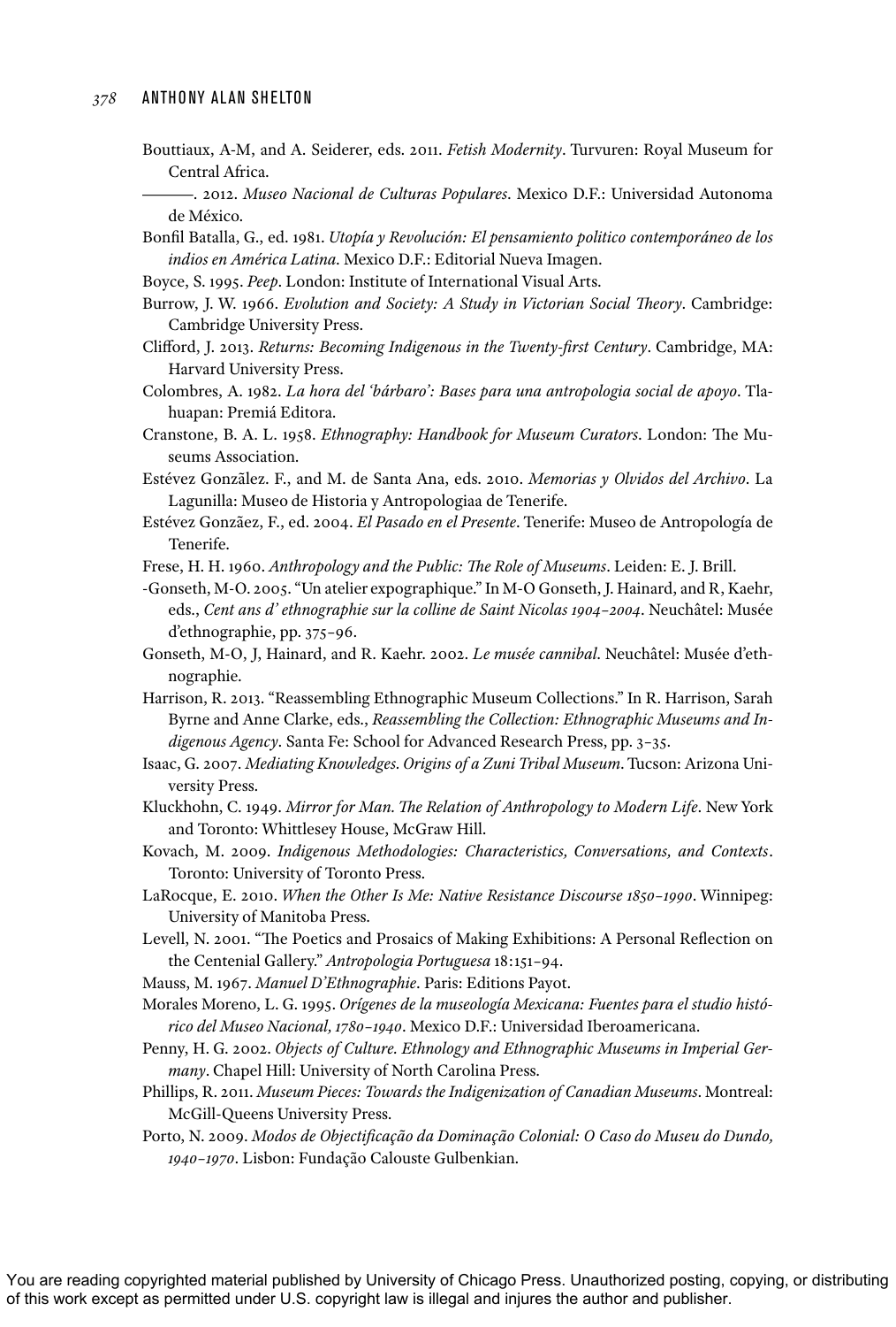Bouttiaux, A-M, and A. Seiderer, eds. 2011. *Fetish Modernity*. Turvuren: Royal Museum for Central Africa.

———. 2012. *Museo Nacional de Culturas Populares*. Mexico D.F.: Universidad Autonoma de México.

Bonfil Batalla, G., ed. 1981. *Utopía y Revolución: El pensamiento politico contemporáneo de los indios en América Latina*. Mexico D.F.: Editorial Nueva Imagen.

Boyce, S. 1995. *Peep*. London: Institute of International Visual Arts.

Burrow, J. W. 1966. *Evolution and Society: A Study in Victorian Social Theory*. Cambridge: Cambridge University Press.

Clifford, J. 2013. *Returns: Becoming Indigenous in the Twenty-first Century*. Cambridge, MA: Harvard University Press.

Colombres, A. 1982. *La hora del 'bárbaro': Bases para una antropologia social de apoyo*. Tlahuapan: Premiá Editora.

Cranstone, B. A. L. 1958. *Ethnography: Handbook for Museum Curators*. London: The Museums Association.

Estévez Gonzãlez. F., and M. de Santa Ana, eds. 2010. *Memorias y Olvidos del Archivo*. La Lagunilla: Museo de Historia y Antropologiaa de Tenerife.

Estévez Gonzãez, F., ed. 2004. *El Pasado en el Presente*. Tenerife: Museo de Antropología de Tenerife.

Frese, H. H. 1960. *Anthropology and the Public: The Role of Museums*. Leiden: E. J. Brill.

-Gonseth, M-O. 2005. "Un atelier expographique." In M-O Gonseth, J. Hainard, and R, Kaehr, eds., *Cent ans d' ethnographie sur la colline de Saint Nicolas 1904–2004*. Neuchâtel: Musée d'ethnographie, pp. 375–96.

Gonseth, M-O, J, Hainard, and R. Kaehr. 2002. *Le musée cannibal*. Neuchâtel: Musée d'ethnographie.

Harrison, R. 2013. "Reassembling Ethnographic Museum Collections." In R. Harrison, Sarah Byrne and Anne Clarke, eds., *Reassembling the Collection: Ethnographic Museums and Indigenous Agency*. Santa Fe: School for Advanced Research Press, pp. 3–35.

Isaac, G. 2007. *Mediating Knowledges. Origins of a Zuni Tribal Museum*. Tucson: Arizona University Press.

Kluckhohn, C. 1949. *Mirror for Man. The Relation of Anthropology to Modern Life*. New York and Toronto: Whittlesey House, McGraw Hill.

Kovach, M. 2009. *Indigenous Methodologies: Characteristics, Conversations, and Contexts*. Toronto: University of Toronto Press.

LaRocque, E. 2010. *When the Other Is Me: Native Resistance Discourse 1850–1990*. Winnipeg: University of Manitoba Press.

Levell, N. 2001. "The Poetics and Prosaics of Making Exhibitions: A Personal Reflection on the Centenial Gallery." *Antropologia Portuguesa* 18:151–94.

Mauss, M. 1967. *Manuel D'Ethnographie*. Paris: Editions Payot.

Morales Moreno, L. G. 1995. *Orígenes de la museología Mexicana: Fuentes para el studio histórico del Museo Nacional, 1780–1940*. Mexico D.F.: Universidad Iberoamericana.

Penny, H. G. 2002. *Objects of Culture. Ethnology and Ethnographic Museums in Imperial Germany*. Chapel Hill: University of North Carolina Press.

Phillips, R. 2011. *Museum Pieces: Towards the Indigenization of Canadian Museums*. Montreal: McGill-Queens University Press.

Porto, N. 2009. *Modos de Objectificação da Dominação Colonial: O Caso do Museu do Dundo, 1940–1970*. Lisbon: Fundação Calouste Gulbenkian.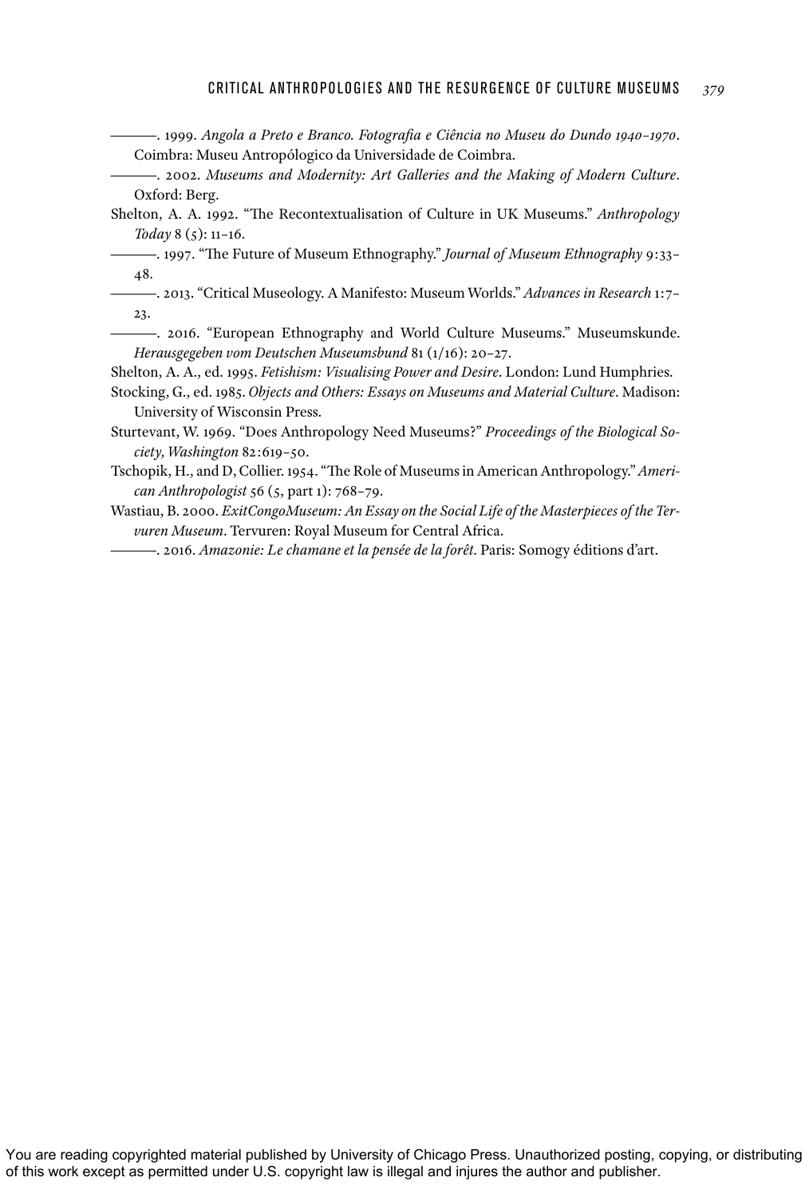———. 1999. *Angola a Preto e Branco. Fotografia e Ciência no Museu do Dundo 1940–1970*. Coimbra: Museu Antropólogico da Universidade de Coimbra.

———. 2002. *Museums and Modernity: Art Galleries and the Making of Modern Culture*. Oxford: Berg.

Shelton, A. A. 1992. "The Recontextualisation of Culture in UK Museums." *Anthropology Today* 8 (5): 11–16.

———. 1997. "The Future of Museum Ethnography." *Journal of Museum Ethnography* 9:33–48.

———. 2013. "Critical Museology. A Manifesto: Museum Worlds." *Advances in Research* 1:7–23.

———. 2016. "European Ethnography and World Culture Museums." Museumskunde. *Herausgegeben vom Deutschen Museumsbund* 81 (1/16): 20–27.

Shelton, A. A., ed. 1995. *Fetishism: Visualising Power and Desire*. London: Lund Humphries.

Stocking, G., ed. 1985. *Objects and Others: Essays on Museums and Material Culture*. Madison: University of Wisconsin Press.

Sturtevant, W. 1969. "Does Anthropology Need Museums?" *Proceedings of the Biological Society, Washington* 82:619–50.

Tschopik, H., and D, Collier. 1954. "The Role of Museums in American Anthropology." *American Anthropologist* 56 (5, part 1): 768–79.

Wastiau, B. 2000. *ExitCongoMuseum: An Essay on the Social Life of the Masterpieces of the Tervuren Museum*. Tervuren: Royal Museum for Central Africa.

———. 2016. *Amazonie: Le chamane et la pensée de la forêt*. Paris: Somogy éditions d'art.